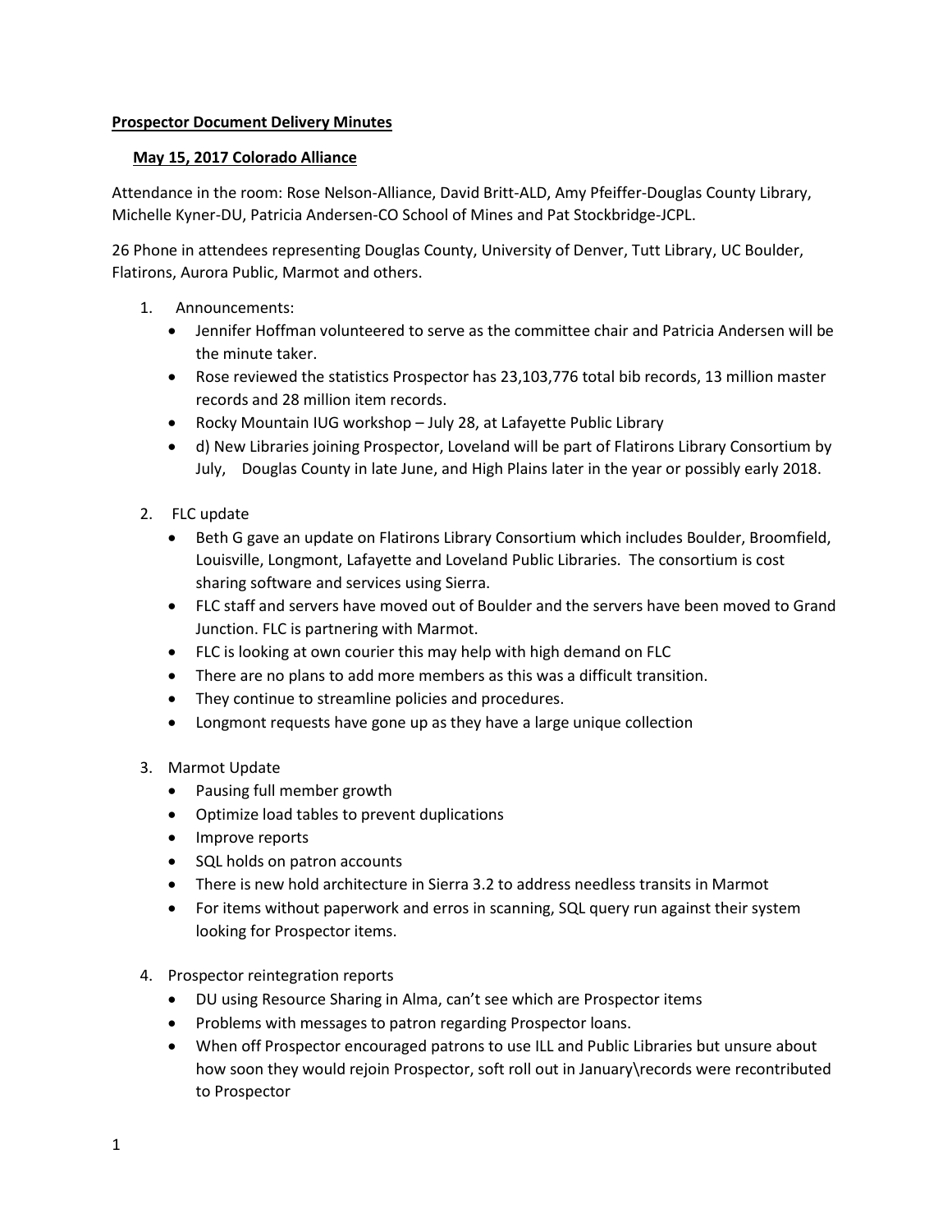**Prospector Document Delivery Minutes**

**May 15, 2017 Colorado Alliance**

Attendance in the room: Rose Nelson-Alliance, David Britt-ALD, Amy Pfeiffer-Douglas County Library, Michelle Kyner-DU, Patricia Andersen-CO School of Mines and Pat Stockbridge-JCPL.

26 Phone in attendees representing Douglas County, University of Denver, Tutt Library, UC Boulder, Flatirons, Aurora Public, Marmot and others.

1. Announcements:
   - Jennifer Hoffman volunteered to serve as the committee chair and Patricia Andersen will be the minute taker.
   - Rose reviewed the statistics Prospector has 23,103,776 total bib records, 13 million master records and 28 million item records.
   - Rocky Mountain IUG workshop – July 28, at Lafayette Public Library
   - d) New Libraries joining Prospector, Loveland will be part of Flatirons Library Consortium by July, Douglas County in late June, and High Plains later in the year or possibly early 2018.

2. FLC update
   - Beth G gave an update on Flatirons Library Consortium which includes Boulder, Broomfield, Louisville, Longmont, Lafayette and Loveland Public Libraries. The consortium is cost sharing software and services using Sierra.
   - FLC staff and servers have moved out of Boulder and the servers have been moved to Grand Junction. FLC is partnering with Marmot.
   - FLC is looking at own courier this may help with high demand on FLC
   - There are no plans to add more members as this was a difficult transition.
   - They continue to streamline policies and procedures.
   - Longmont requests have gone up as they have a large unique collection

3. Marmot Update
   - Pausing full member growth
   - Optimize load tables to prevent duplications
   - Improve reports
   - SQL holds on patron accounts
   - There is new hold architecture in Sierra 3.2 to address needless transits in Marmot
   - For items without paperwork and erros in scanning, SQL query run against their system looking for Prospector items.

4. Prospector reintegration reports
   - DU using Resource Sharing in Alma, can't see which are Prospector items
   - Problems with messages to patron regarding Prospector loans.
   - When off Prospector encouraged patrons to use ILL and Public Libraries but unsure about how soon they would rejoin Prospector, soft roll out in January\records were recontributed to Prospector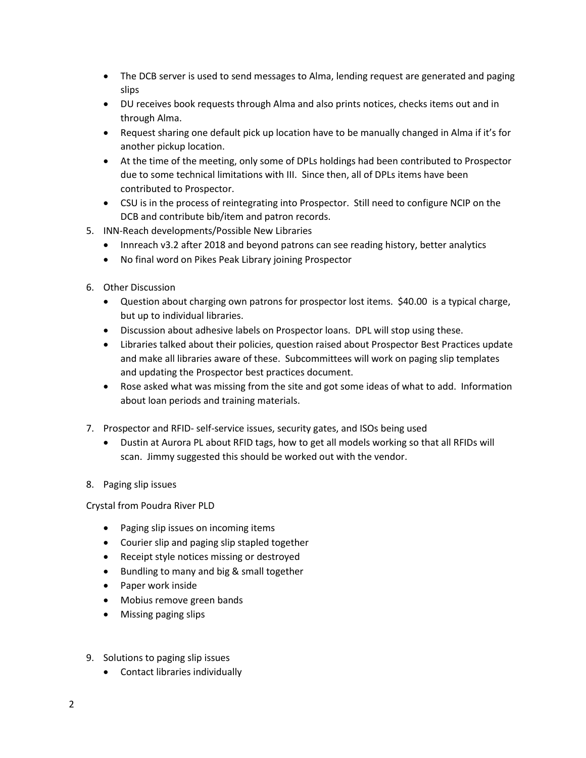- The DCB server is used to send messages to Alma, lending request are generated and paging slips
- DU receives book requests through Alma and also prints notices, checks items out and in through Alma.
- Request sharing one default pick up location have to be manually changed in Alma if it's for another pickup location.
- At the time of the meeting, only some of DPLs holdings had been contributed to Prospector due to some technical limitations with III. Since then, all of DPLs items have been contributed to Prospector.
- CSU is in the process of reintegrating into Prospector. Still need to configure NCIP on the DCB and contribute bib/item and patron records.

5. INN-Reach developments/Possible New Libraries
   - Innreach v3.2 after 2018 and beyond patrons can see reading history, better analytics
   - No final word on Pikes Peak Library joining Prospector

6. Other Discussion
   - Question about charging own patrons for prospector lost items. $40.00 is a typical charge, but up to individual libraries.
   - Discussion about adhesive labels on Prospector loans. DPL will stop using these.
   - Libraries talked about their policies, question raised about Prospector Best Practices update and make all libraries aware of these. Subcommittees will work on paging slip templates and updating the Prospector best practices document.
   - Rose asked what was missing from the site and got some ideas of what to add. Information about loan periods and training materials.

7. Prospector and RFID- self-service issues, security gates, and ISOs being used
   - Dustin at Aurora PL about RFID tags, how to get all models working so that all RFIDs will scan. Jimmy suggested this should be worked out with the vendor.

8. Paging slip issues

Crystal from Poudra River PLD

- Paging slip issues on incoming items
- Courier slip and paging slip stapled together
- Receipt style notices missing or destroyed
- Bundling to many and big & small together
- Paper work inside
- Mobius remove green bands
- Missing paging slips

9. Solutions to paging slip issues
   - Contact libraries individually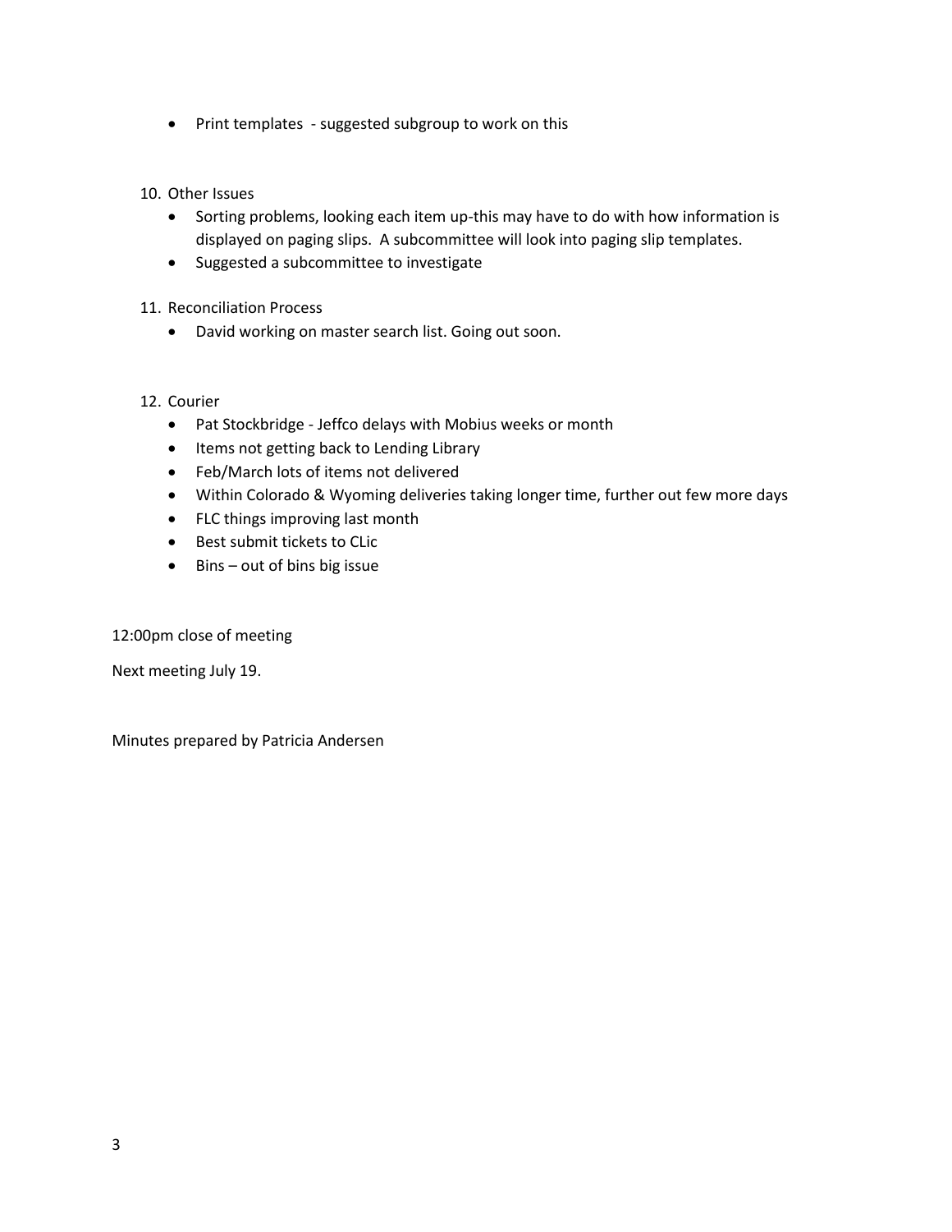- Print templates - suggested subgroup to work on this

10. Other Issues
    - Sorting problems, looking each item up-this may have to do with how information is displayed on paging slips. A subcommittee will look into paging slip templates.
    - Suggested a subcommittee to investigate

11. Reconciliation Process
    - David working on master search list. Going out soon.

12. Courier
    - Pat Stockbridge - Jeffco delays with Mobius weeks or month
    - Items not getting back to Lending Library
    - Feb/March lots of items not delivered
    - Within Colorado & Wyoming deliveries taking longer time, further out few more days
    - FLC things improving last month
    - Best submit tickets to CLic
    - Bins – out of bins big issue

12:00pm close of meeting

Next meeting July 19.

Minutes prepared by Patricia Andersen